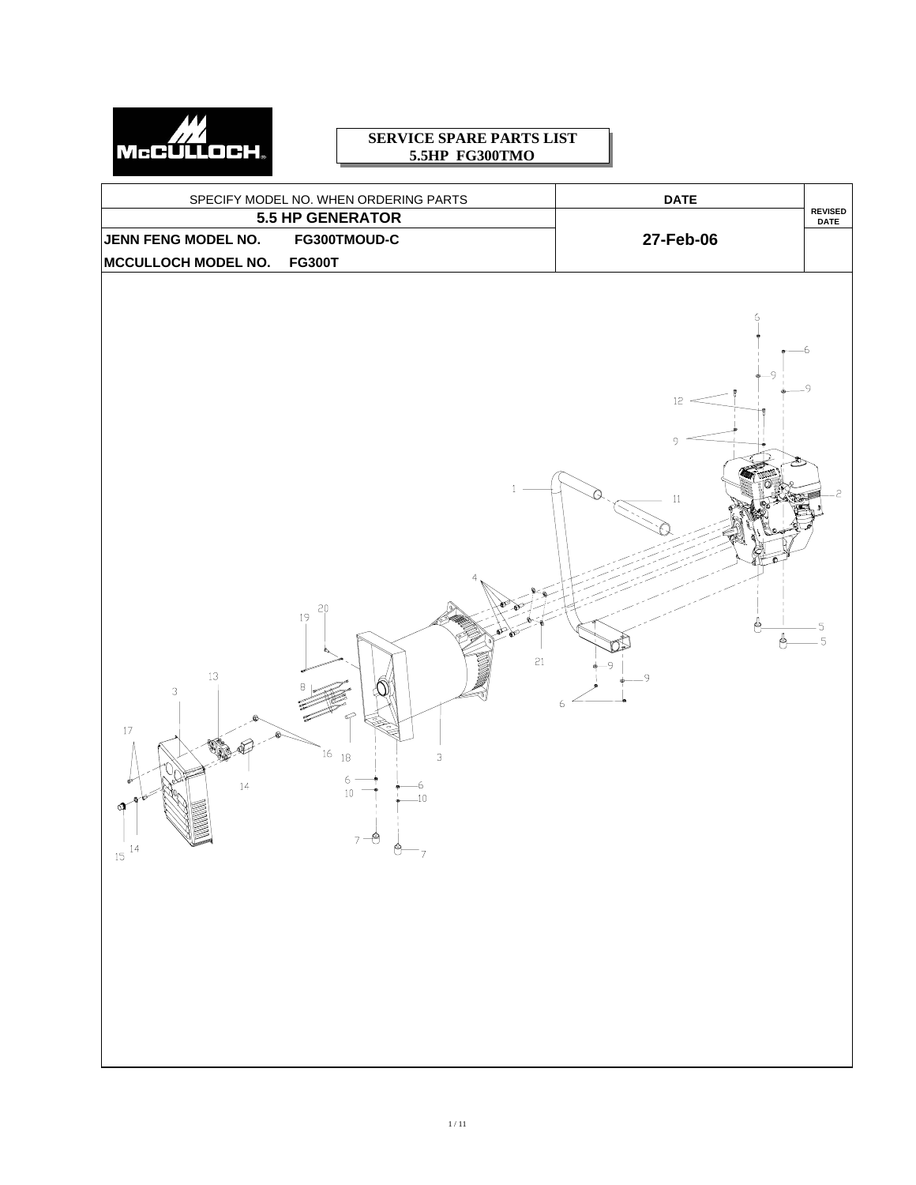McCULLOCH

**SERVICE SPARE PARTS LIST**
**5.5HP FG300TMO**

| SPECIFY MODEL NO. WHEN ORDERING PARTS | DATE | REVISED DATE |
|---|---|---|
| **5.5 HP GENERATOR** | | |
| **JENN FENG MODEL NO. FG300TMOUD-C** | **27-Feb-06** | |
| **MCCULLOCH MODEL NO. FG300T** | | |

1 2 3 3 4 5 5 6 6 6 6 6 6 7 7 8 9 9 9 9 9 9 10 10 11 12 13 14 14 15 16 17 18 19 20 21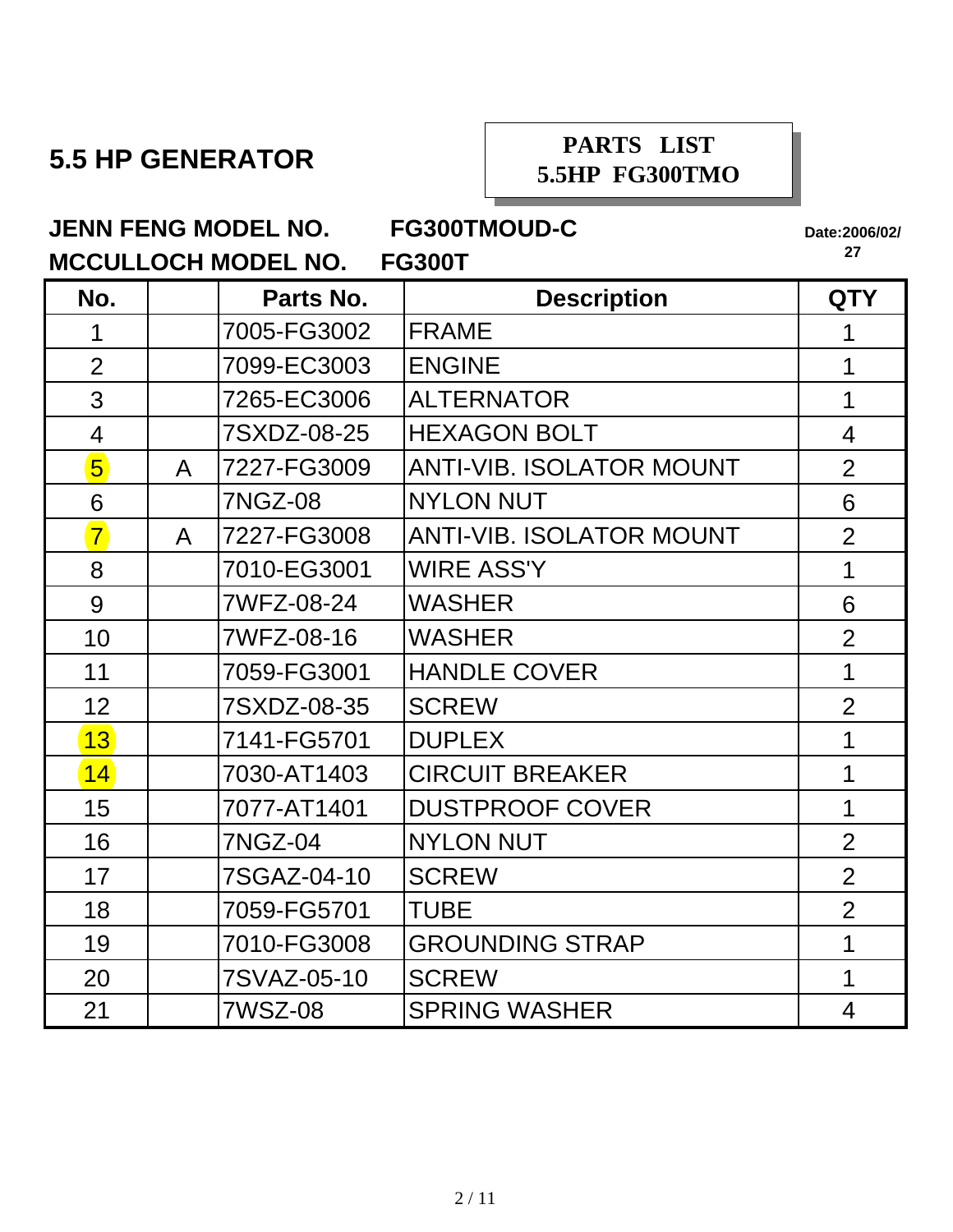# 5.5 HP GENERATOR

**PARTS LIST**
**5.5HP FG300TMO**

**JENN FENG MODEL NO. FG300TMOUD-C**

**MCCULLOCH MODEL NO. FG300T**

**Date:2006/02/27**

| No. | | Parts No. | Description | QTY |
|---|---|---|---|---|
| 1 | | 7005-FG3002 | FRAME | 1 |
| 2 | | 7099-EC3003 | ENGINE | 1 |
| 3 | | 7265-EC3006 | ALTERNATOR | 1 |
| 4 | | 7SXDZ-08-25 | HEXAGON BOLT | 4 |
| 5 | A | 7227-FG3009 | ANTI-VIB. ISOLATOR MOUNT | 2 |
| 6 | | 7NGZ-08 | NYLON NUT | 6 |
| 7 | A | 7227-FG3008 | ANTI-VIB. ISOLATOR MOUNT | 2 |
| 8 | | 7010-EG3001 | WIRE ASS'Y | 1 |
| 9 | | 7WFZ-08-24 | WASHER | 6 |
| 10 | | 7WFZ-08-16 | WASHER | 2 |
| 11 | | 7059-FG3001 | HANDLE COVER | 1 |
| 12 | | 7SXDZ-08-35 | SCREW | 2 |
| 13 | | 7141-FG5701 | DUPLEX | 1 |
| 14 | | 7030-AT1403 | CIRCUIT BREAKER | 1 |
| 15 | | 7077-AT1401 | DUSTPROOF COVER | 1 |
| 16 | | 7NGZ-04 | NYLON NUT | 2 |
| 17 | | 7SGAZ-04-10 | SCREW | 2 |
| 18 | | 7059-FG5701 | TUBE | 2 |
| 19 | | 7010-FG3008 | GROUNDING STRAP | 1 |
| 20 | | 7SVAZ-05-10 | SCREW | 1 |
| 21 | | 7WSZ-08 | SPRING WASHER | 4 |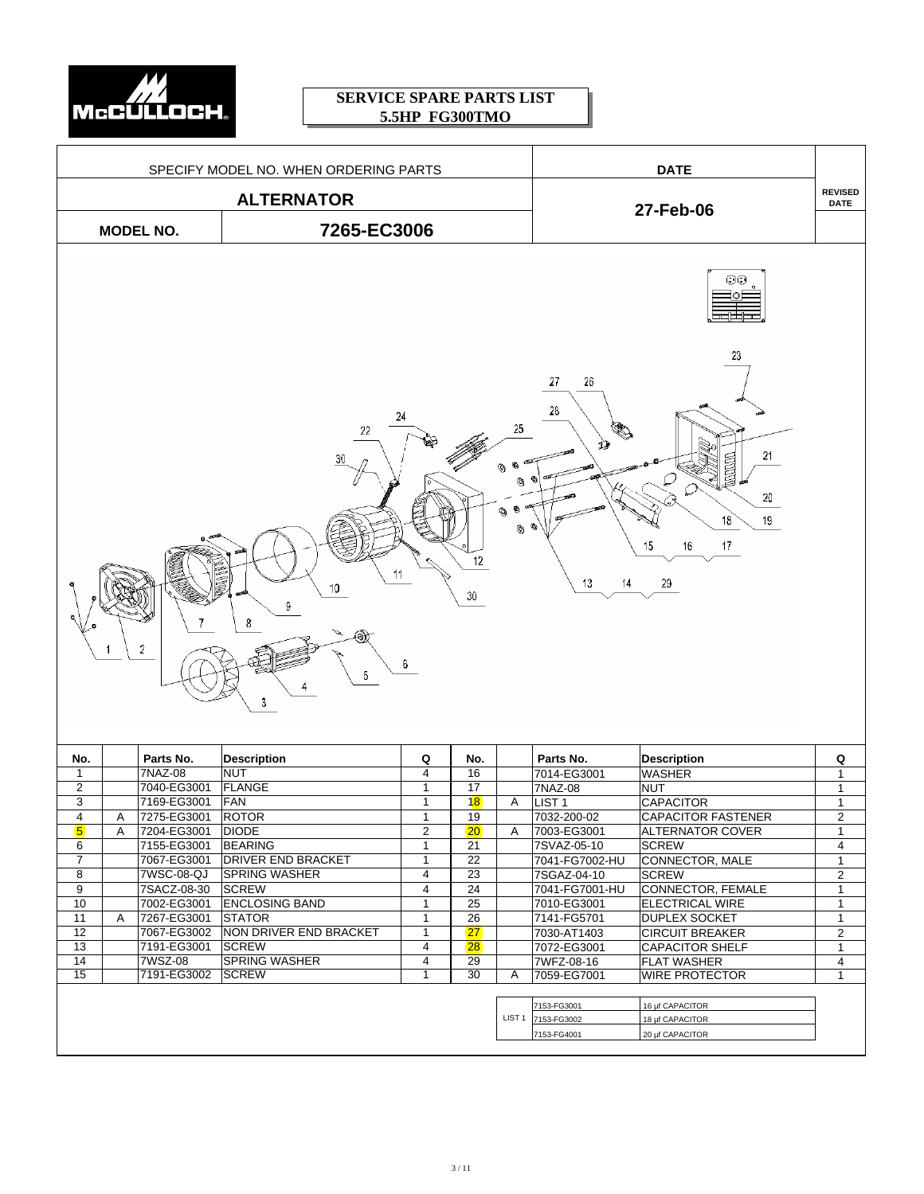**McCULLOCH**

**SERVICE SPARE PARTS LIST**
**5.5HP FG300TMO**

| SPECIFY MODEL NO. WHEN ORDERING PARTS | | DATE | |
|---|---|---|---|
| **ALTERNATOR** | | **27-Feb-06** | **REVISED DATE** |
| **MODEL NO.** | **7265-EC3006** | | |

| No. | | Parts No. | Description | Q | No. | | Parts No. | Description | Q |
|---|---|---|---|---|---|---|---|---|---|
| 1 | | 7NAZ-08 | NUT | 4 | 16 | | 7014-EG3001 | WASHER | 1 |
| 2 | | 7040-EG3001 | FLANGE | 1 | 17 | | 7NAZ-08 | NUT | 1 |
| 3 | | 7169-EG3001 | FAN | 1 | 18 | A | LIST 1 | CAPACITOR | 1 |
| 4 | A | 7275-EG3001 | ROTOR | 1 | 19 | | 7032-200-02 | CAPACITOR FASTENER | 2 |
| 5 | A | 7204-EG3001 | DIODE | 2 | 20 | A | 7003-EG3001 | ALTERNATOR COVER | 1 |
| 6 | | 7155-EG3001 | BEARING | 1 | 21 | | 7SVAZ-05-10 | SCREW | 4 |
| 7 | | 7067-EG3001 | DRIVER END BRACKET | 1 | 22 | | 7041-FG7002-HU | CONNECTOR, MALE | 1 |
| 8 | | 7WSC-08-QJ | SPRING WASHER | 4 | 23 | | 7SGAZ-04-10 | SCREW | 2 |
| 9 | | 7SACZ-08-30 | SCREW | 4 | 24 | | 7041-FG7001-HU | CONNECTOR, FEMALE | 1 |
| 10 | | 7002-EG3001 | ENCLOSING BAND | 1 | 25 | | 7010-EG3001 | ELECTRICAL WIRE | 1 |
| 11 | A | 7267-EG3001 | STATOR | 1 | 26 | | 7141-FG5701 | DUPLEX SOCKET | 1 |
| 12 | | 7067-EG3002 | NON DRIVER END BRACKET | 1 | 27 | | 7030-AT1403 | CIRCUIT BREAKER | 2 |
| 13 | | 7191-EG3001 | SCREW | 4 | 28 | | 7072-EG3001 | CAPACITOR SHELF | 1 |
| 14 | | 7WSZ-08 | SPRING WASHER | 4 | 29 | | 7WFZ-08-16 | FLAT WASHER | 4 |
| 15 | | 7191-EG3002 | SCREW | 1 | 30 | A | 7059-EG7001 | WIRE PROTECTOR | 1 |

| | Parts No. | Description |
|---|---|---|
| LIST 1 | 7153-FG3001 | 16 µf CAPACITOR |
| | 7153-FG3002 | 18 µf CAPACITOR |
| | 7153-FG4001 | 20 µf CAPACITOR |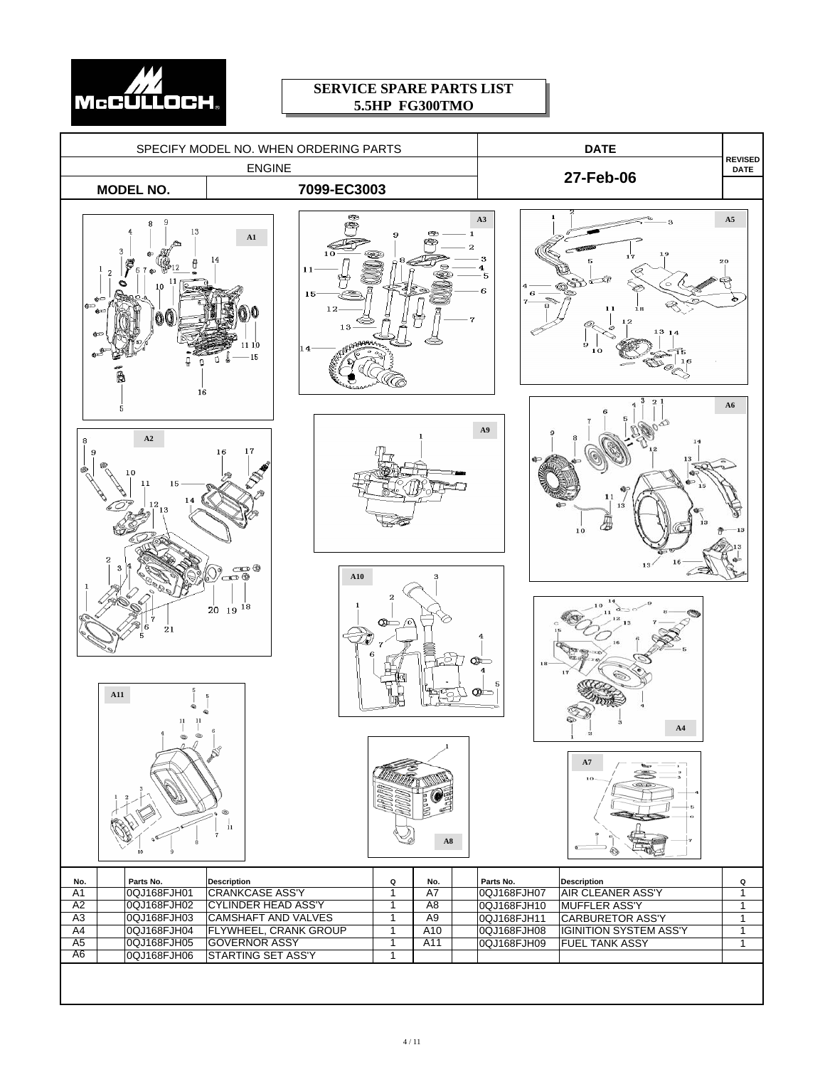# SERVICE SPARE PARTS LIST

## 5.5HP FG300TMO

| SPECIFY MODEL NO. WHEN ORDERING PARTS | | DATE | REVISED DATE |
|---|---|---|---|
| ENGINE | | 27-Feb-06 | |
| **MODEL NO.** | **7099-EC3003** | | |

| No. | Parts No. | Description | Q | No. | Parts No. | Description | Q |
|---|---|---|---|---|---|---|---|
| A1 | 0QJ168FJH01 | CRANKCASE ASS'Y | 1 | A7 | 0QJ168FJH07 | AIR CLEANER ASS'Y | 1 |
| A2 | 0QJ168FJH02 | CYLINDER HEAD ASS'Y | 1 | A8 | 0QJ168FJH10 | MUFFLER ASS'Y | 1 |
| A3 | 0QJ168FJH03 | CAMSHAFT AND VALVES | 1 | A9 | 0QJ168FJH11 | CARBURETOR ASS'Y | 1 |
| A4 | 0QJ168FJH04 | FLYWHEEL, CRANK GROUP | 1 | A10 | 0QJ168FJH08 | IGINITION SYSTEM ASS'Y | 1 |
| A5 | 0QJ168FJH05 | GOVERNOR ASSY | 1 | A11 | 0QJ168FJH09 | FUEL TANK ASSY | 1 |
| A6 | 0QJ168FJH06 | STARTING SET ASS'Y | 1 | | | | |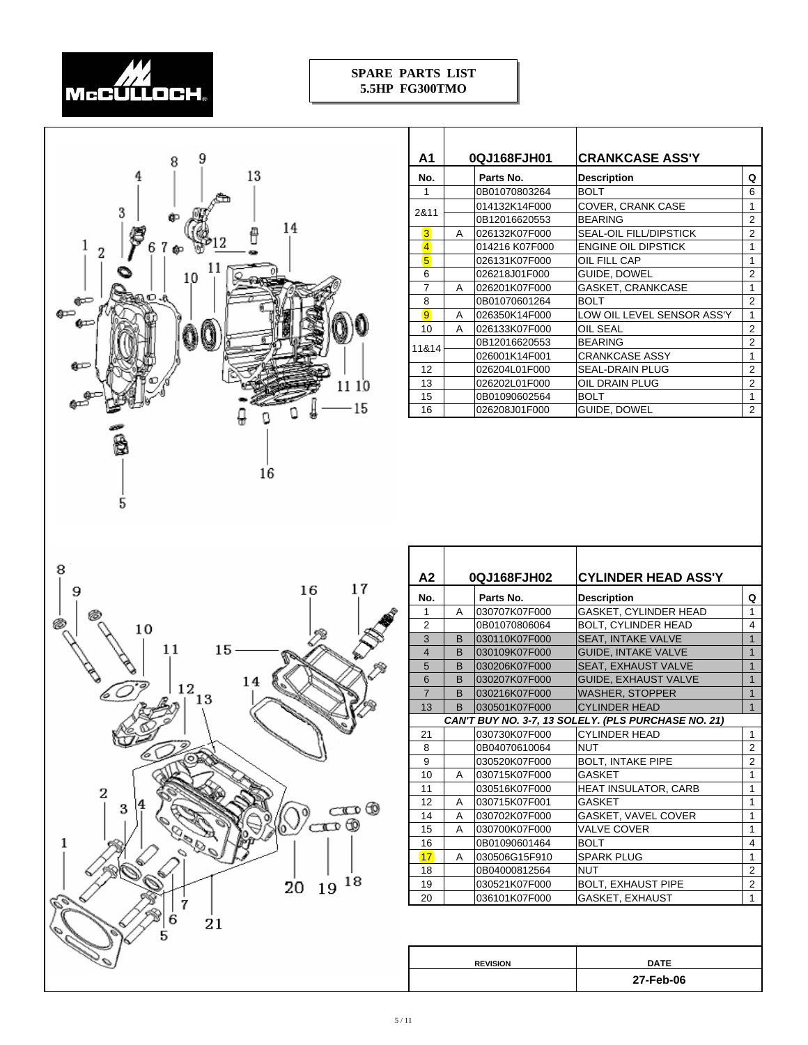**SPARE PARTS LIST**
**5.5HP FG300TMO**

| A1 | | 0QJ168FJH01 | CRANKCASE ASS'Y | |
|---|---|---|---|---|
| No. | | Parts No. | Description | Q |
| 1 | | 0B01070803264 | BOLT | 6 |
| 2&11 | | 014132K14F000 | COVER, CRANK CASE | 1 |
| | | 0B12016620553 | BEARING | 2 |
| 3 | A | 026132K07F000 | SEAL-OIL FILL/DIPSTICK | 2 |
| 4 | | 014216 K07F000 | ENGINE OIL DIPSTICK | 1 |
| 5 | | 026131K07F000 | OIL FILL CAP | 1 |
| 6 | | 026218J01F000 | GUIDE, DOWEL | 2 |
| 7 | A | 026201K07F000 | GASKET, CRANKCASE | 1 |
| 8 | | 0B01070601264 | BOLT | 2 |
| 9 | A | 026350K14F000 | LOW OIL LEVEL SENSOR ASS'Y | 1 |
| 10 | A | 026133K07F000 | OIL SEAL | 2 |
| 11&14 | | 0B12016620553 | BEARING | 2 |
| | | 026001K14F001 | CRANKCASE ASSY | 1 |
| 12 | | 026204L01F000 | SEAL-DRAIN PLUG | 2 |
| 13 | | 026202L01F000 | OIL DRAIN PLUG | 2 |
| 15 | | 0B01090602564 | BOLT | 1 |
| 16 | | 026208J01F000 | GUIDE, DOWEL | 2 |

| A2 | | 0QJ168FJH02 | CYLINDER HEAD ASS'Y | |
|---|---|---|---|---|
| No. | | Parts No. | Description | Q |
| 1 | A | 030707K07F000 | GASKET, CYLINDER HEAD | 1 |
| 2 | | 0B01070806064 | BOLT, CYLINDER HEAD | 4 |
| 3 | B | 030110K07F000 | SEAT, INTAKE VALVE | 1 |
| 4 | B | 030109K07F000 | GUIDE, INTAKE VALVE | 1 |
| 5 | B | 030206K07F000 | SEAT, EXHAUST VALVE | 1 |
| 6 | B | 030207K07F000 | GUIDE, EXHAUST VALVE | 1 |
| 7 | B | 030216K07F000 | WASHER, STOPPER | 1 |
| 13 | B | 030501K07F000 | CYLINDER HEAD | 1 |
| *CAN'T BUY NO. 3-7, 13 SOLELY. (PLS PURCHASE NO. 21)* | | | | |
| 21 | | 030730K07F000 | CYLINDER HEAD | 1 |
| 8 | | 0B04070610064 | NUT | 2 |
| 9 | | 030520K07F000 | BOLT, INTAKE PIPE | 2 |
| 10 | A | 030715K07F000 | GASKET | 1 |
| 11 | | 030516K07F000 | HEAT INSULATOR, CARB | 1 |
| 12 | A | 030715K07F001 | GASKET | 1 |
| 14 | A | 030702K07F000 | GASKET, VAVEL COVER | 1 |
| 15 | A | 030700K07F000 | VALVE COVER | 1 |
| 16 | | 0B01090601464 | BOLT | 4 |
| 17 | A | 030506G15F910 | SPARK PLUG | 1 |
| 18 | | 0B04000812564 | NUT | 2 |
| 19 | | 030521K07F000 | BOLT, EXHAUST PIPE | 2 |
| 20 | | 036101K07F000 | GASKET, EXHAUST | 1 |

| REVISION | DATE |
|---|---|
| | 27-Feb-06 |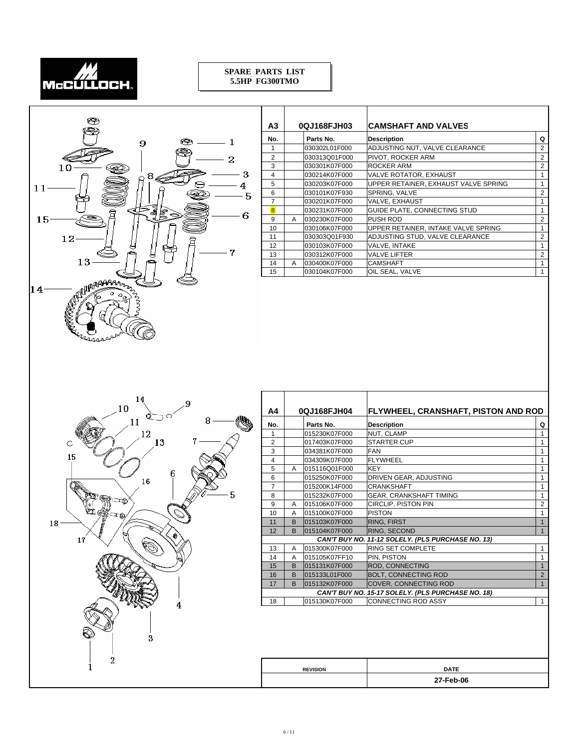**SPARE PARTS LIST**
**5.5HP FG300TMO**

| A3 | | 0QJ168FJH03 | CAMSHAFT AND VALVES | |
|---|---|---|---|---|
| No. | | Parts No. | Description | Q |
| 1 | | 030302L01F000 | ADJUSTING NUT, VALVE CLEARANCE | 2 |
| 2 | | 030313Q01F000 | PIVOT, ROCKER ARM | 2 |
| 3 | | 030301K07F000 | ROCKER ARM | 2 |
| 4 | | 030214K07F000 | VALVE ROTATOR, EXHAUST | 1 |
| 5 | | 030203K07F000 | UPPER RETAINER, EXHAUST VALVE SPRING | 1 |
| 6 | | 030101K07F930 | SPRING, VALVE | 2 |
| 7 | | 030201K07F000 | VALVE, EXHAUST | 1 |
| 8 | | 030231K07F000 | GUIDE PLATE, CONNECTING STUD | 1 |
| 9 | A | 030230K07F000 | PUSH ROD | 2 |
| 10 | | 030106K07F000 | UPPER RETAINER, INTAKE VALVE SPRING | 1 |
| 11 | | 030303Q01F930 | ADJUSTING STUD, VALVE CLEARANCE | 2 |
| 12 | | 030103K07F000 | VALVE, INTAKE | 1 |
| 13 | | 030312K07F000 | VALVE LIFTER | 2 |
| 14 | A | 030400K07F000 | CAMSHAFT | 1 |
| 15 | | 030104K07F000 | OIL SEAL, VALVE | 1 |

| A4 | | 0QJ168FJH04 | FLYWHEEL, CRANSHAFT, PISTON AND ROD | |
|---|---|---|---|---|
| No. | | Parts No. | Description | Q |
| 1 | | 015230K07F000 | NUT, CLAMP | 1 |
| 2 | | 017403K07F000 | STARTER CUP | 1 |
| 3 | | 034381K07F000 | FAN | 1 |
| 4 | | 034309K07F000 | FLYWHEEL | 1 |
| 5 | A | 015116Q01F000 | KEY | 1 |
| 6 | | 015250K07F000 | DRIVEN GEAR, ADJUSTING | 1 |
| 7 | | 015200K14F000 | CRANKSHAFT | 1 |
| 8 | | 015232K07F000 | GEAR, CRANKSHAFT TIMING | 1 |
| 9 | A | 015106K07F000 | CIRCLIP, PISTON PIN | 2 |
| 10 | A | 015100K07F000 | PISTON | 1 |
| 11 | B | 015103K07F000 | RING, FIRST | 1 |
| 12 | B | 015104K07F000 | RING, SECOND | 1 |
| *CAN'T BUY NO. 11-12 SOLELY. (PLS PURCHASE NO. 13)* | | | | |
| 13 | A | 015300K07F000 | RING SET COMPLETE | 1 |
| 14 | A | 015105K07FF10 | PIN, PISTON | 1 |
| 15 | B | 015131K07F000 | ROD, CONNECTING | 1 |
| 16 | B | 015133L01F000 | BOLT, CONNECTING ROD | 2 |
| 17 | B | 015132K07F000 | COVER, CONNECTING ROD | 1 |
| *CAN'T BUY NO. 15-17 SOLELY. (PLS PURCHASE NO. 18)* | | | | |
| 18 | | 015130K07F000 | CONNECTING ROD ASSY | 1 |

| REVISION | DATE |
|---|---|
| | 27-Feb-06 |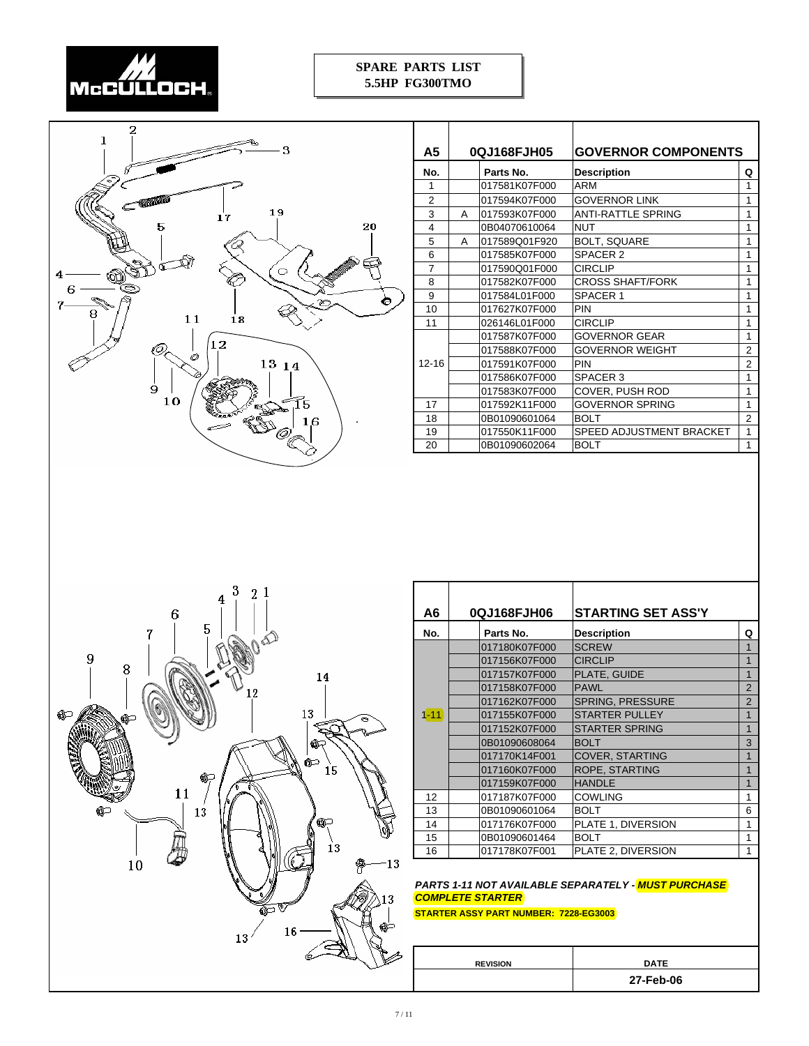**McCULLOCH**

**SPARE PARTS LIST**
**5.5HP FG300TMO**

| A5 | | 0QJ168FJH05 | GOVERNOR COMPONENTS | |
|---|---|---|---|---|
| No. | | Parts No. | Description | Q |
| 1 | | 017581K07F000 | ARM | 1 |
| 2 | | 017594K07F000 | GOVERNOR LINK | 1 |
| 3 | A | 017593K07F000 | ANTI-RATTLE SPRING | 1 |
| 4 | | 0B04070610064 | NUT | 1 |
| 5 | A | 017589Q01F920 | BOLT, SQUARE | 1 |
| 6 | | 017585K07F000 | SPACER 2 | 1 |
| 7 | | 017590Q01F000 | CIRCLIP | 1 |
| 8 | | 017582K07F000 | CROSS SHAFT/FORK | 1 |
| 9 | | 017584L01F000 | SPACER 1 | 1 |
| 10 | | 017627K07F000 | PIN | 1 |
| 11 | | 026146L01F000 | CIRCLIP | 1 |
| 12-16 | | 017587K07F000 | GOVERNOR GEAR | 1 |
| | | 017588K07F000 | GOVERNOR WEIGHT | 2 |
| | | 017591K07F000 | PIN | 2 |
| | | 017586K07F000 | SPACER 3 | 1 |
| | | 017583K07F000 | COVER, PUSH ROD | 1 |
| 17 | | 017592K11F000 | GOVERNOR SPRING | 1 |
| 18 | | 0B01090601064 | BOLT | 2 |
| 19 | | 017550K11F000 | SPEED ADJUSTMENT BRACKET | 1 |
| 20 | | 0B01090602064 | BOLT | 1 |

| A6 | | 0QJ168FJH06 | STARTING SET ASS'Y | |
|---|---|---|---|---|
| No. | | Parts No. | Description | Q |
| 1-11 | | 017180K07F000 | SCREW | 1 |
| | | 017156K07F000 | CIRCLIP | 1 |
| | | 017157K07F000 | PLATE, GUIDE | 1 |
| | | 017158K07F000 | PAWL | 2 |
| | | 017162K07F000 | SPRING, PRESSURE | 2 |
| | | 017155K07F000 | STARTER PULLEY | 1 |
| | | 017152K07F000 | STARTER SPRING | 1 |
| | | 0B01090608064 | BOLT | 3 |
| | | 017170K14F001 | COVER, STARTING | 1 |
| | | 017160K07F000 | ROPE, STARTING | 1 |
| | | 017159K07F000 | HANDLE | 1 |
| 12 | | 017187K07F000 | COWLING | 1 |
| 13 | | 0B01090601064 | BOLT | 6 |
| 14 | | 017176K07F000 | PLATE 1, DIVERSION | 1 |
| 15 | | 0B01090601464 | BOLT | 1 |
| 16 | | 017178K07F001 | PLATE 2, DIVERSION | 1 |

***PARTS 1-11 NOT AVAILABLE SEPARATELY - MUST PURCHASE COMPLETE STARTER***

**STARTER ASSY PART NUMBER: 7228-EG3003**

| REVISION | DATE |
|---|---|
| | 27-Feb-06 |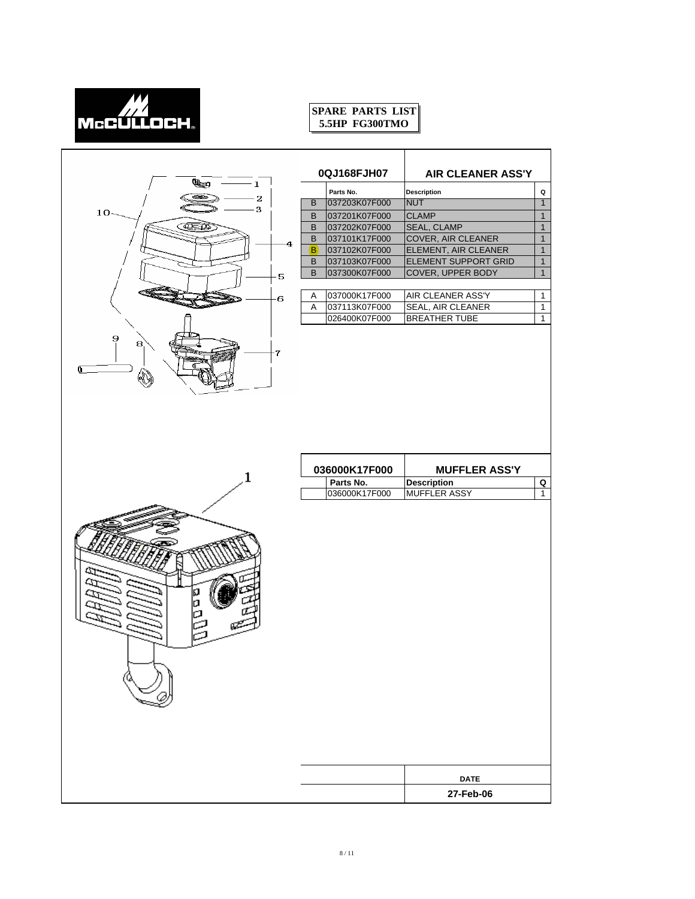McCULLOCH

**SPARE PARTS LIST**
**5.5HP FG300TMO**

| | 0QJ168FJH07 | AIR CLEANER ASS'Y | |
|---|---|---|---|
| | Parts No. | Description | Q |
| B | 037203K07F000 | NUT | 1 |
| B | 037201K07F000 | CLAMP | 1 |
| B | 037202K07F000 | SEAL, CLAMP | 1 |
| B | 037101K17F000 | COVER, AIR CLEANER | 1 |
| B | 037102K07F000 | ELEMENT, AIR CLEANER | 1 |
| B | 037103K07F000 | ELEMENT SUPPORT GRID | 1 |
| B | 037300K07F000 | COVER, UPPER BODY | 1 |
| | | | |
| A | 037000K17F000 | AIR CLEANER ASS'Y | 1 |
| A | 037113K07F000 | SEAL, AIR CLEANER | 1 |
| | 026400K07F000 | BREATHER TUBE | 1 |

| | 036000K17F000 | MUFFLER ASS'Y | |
|---|---|---|---|
| | Parts No. | Description | Q |
| | 036000K17F000 | MUFFLER ASSY | 1 |

| DATE |
|---|
| 27-Feb-06 |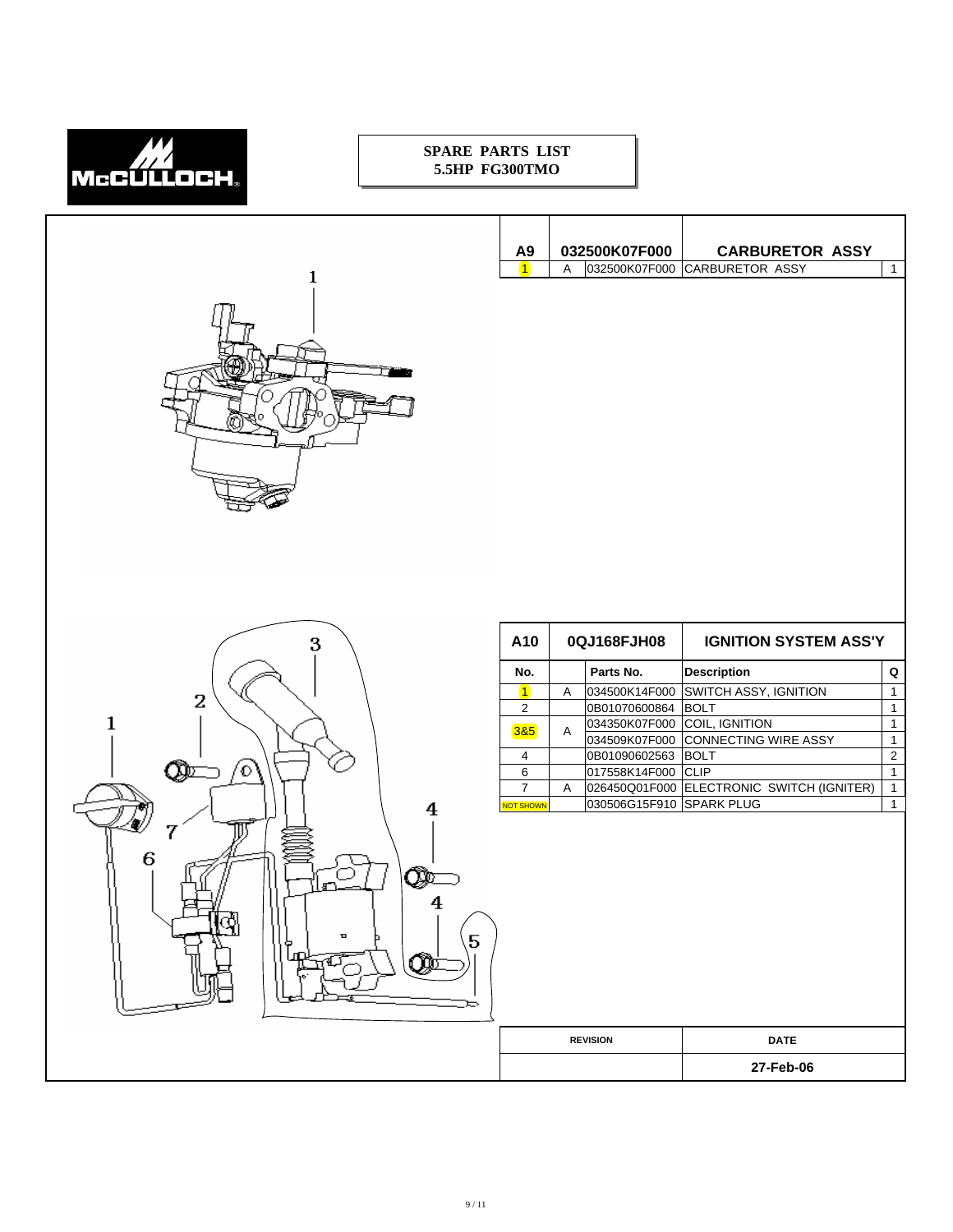**SPARE PARTS LIST**
**5.5HP FG300TMO**

| A9 | | 032500K07F000 | CARBURETOR ASSY | |
|---|---|---|---|---|
| 1 | A | 032500K07F000 | CARBURETOR ASSY | 1 |

| A10 | | 0QJ168FJH08 | IGNITION SYSTEM ASS'Y | |
|---|---|---|---|---|
| No. | | Parts No. | Description | Q |
| 1 | A | 034500K14F000 | SWITCH ASSY, IGNITION | 1 |
| 2 | | 0B01070600864 | BOLT | 1 |
| 3&5 | A | 034350K07F000 | COIL, IGNITION | 1 |
| | | 034509K07F000 | CONNECTING WIRE ASSY | 1 |
| 4 | | 0B01090602563 | BOLT | 2 |
| 6 | | 017558K14F000 | CLIP | 1 |
| 7 | A | 026450Q01F000 | ELECTRONIC SWITCH (IGNITER) | 1 |
| NOT SHOWN | | 030506G15F910 | SPARK PLUG | 1 |

| REVISION | DATE |
|---|---|
| | 27-Feb-06 |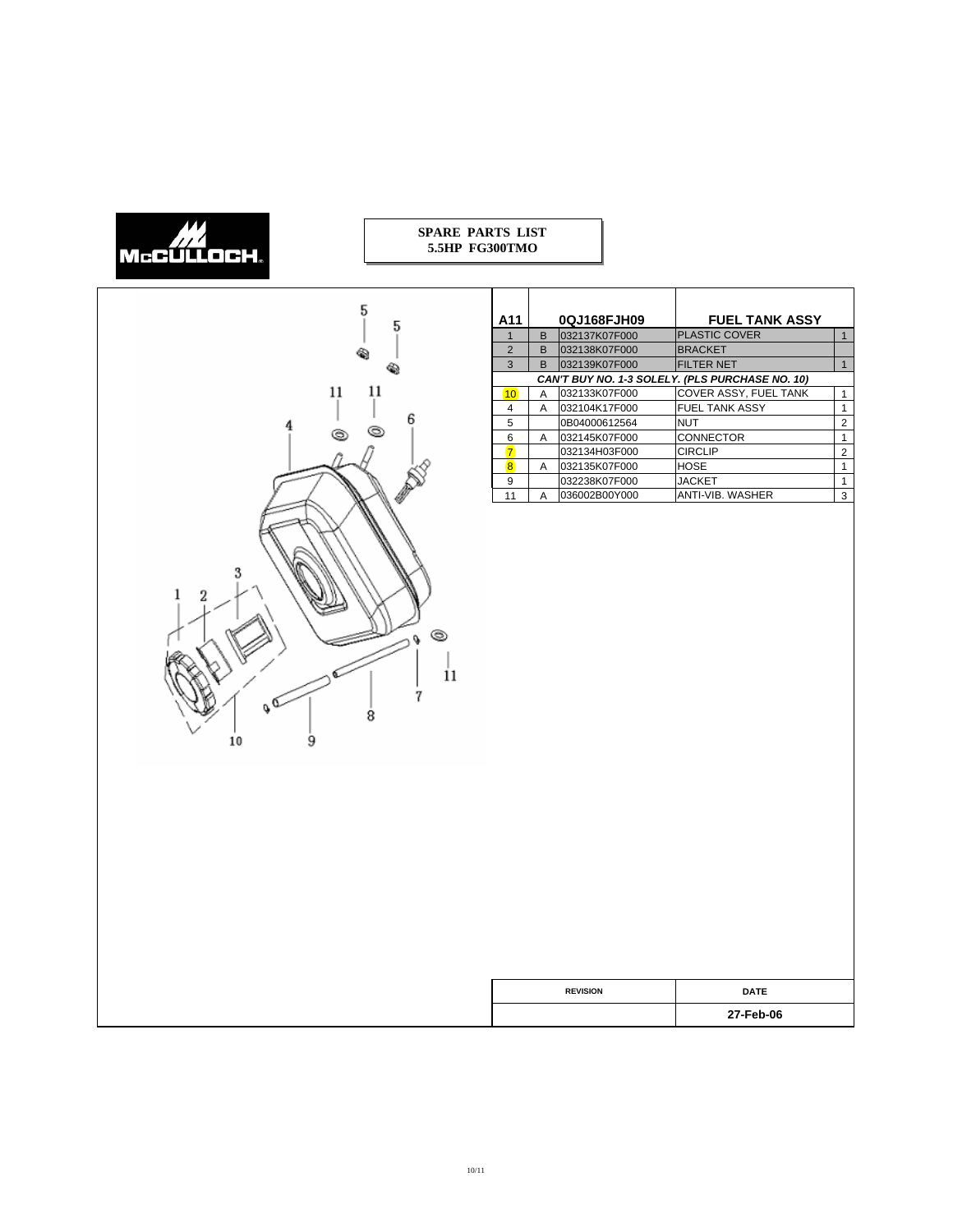**SPARE PARTS LIST**
**5.5HP FG300TMO**

| A11 | | 0QJ168FJH09 | FUEL TANK ASSY | |
|---|---|---|---|---|
| 1 | B | 032137K07F000 | PLASTIC COVER | 1 |
| 2 | B | 032138K07F000 | BRACKET | |
| 3 | B | 032139K07F000 | FILTER NET | 1 |
| ***CAN'T BUY NO. 1-3 SOLELY. (PLS PURCHASE NO. 10)*** | | | | |
| 10 | A | 032133K07F000 | COVER ASSY, FUEL TANK | 1 |
| 4 | A | 032104K17F000 | FUEL TANK ASSY | 1 |
| 5 | | 0B04000612564 | NUT | 2 |
| 6 | A | 032145K07F000 | CONNECTOR | 1 |
| 7 | | 032134H03F000 | CIRCLIP | 2 |
| 8 | A | 032135K07F000 | HOSE | 1 |
| 9 | | 032238K07F000 | JACKET | 1 |
| 11 | A | 036002B00Y000 | ANTI-VIB. WASHER | 3 |

| REVISION | DATE |
|---|---|
| | 27-Feb-06 |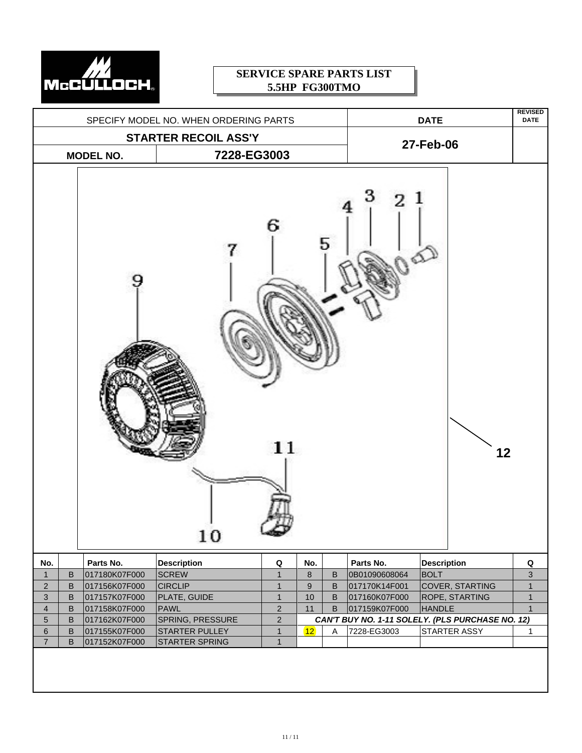McCULLOCH

**SERVICE SPARE PARTS LIST**
**5.5HP FG300TMO**

| SPECIFY MODEL NO. WHEN ORDERING PARTS | | DATE | REVISED DATE |
|---|---|---|---|
| **STARTER RECOIL ASS'Y** | | **27-Feb-06** | |
| **MODEL NO.** | **7228-EG3003** | | |

9
7
6
5
4
3
2
1
11
12
10

| No. | | Parts No. | Description | Q | No. | | Parts No. | Description | Q |
|---|---|---|---|---|---|---|---|---|---|
| 1 | B | 017180K07F000 | SCREW | 1 | 8 | B | 0B01090608064 | BOLT | 3 |
| 2 | B | 017156K07F000 | CIRCLIP | 1 | 9 | B | 017170K14F001 | COVER, STARTING | 1 |
| 3 | B | 017157K07F000 | PLATE, GUIDE | 1 | 10 | B | 017160K07F000 | ROPE, STARTING | 1 |
| 4 | B | 017158K07F000 | PAWL | 2 | 11 | B | 017159K07F000 | HANDLE | 1 |
| 5 | B | 017162K07F000 | SPRING, PRESSURE | 2 | ***CAN'T BUY NO. 1-11 SOLELY. (PLS PURCHASE NO. 12)*** | | | | |
| 6 | B | 017155K07F000 | STARTER PULLEY | 1 | 12 | A | 7228-EG3003 | STARTER ASSY | 1 |
| 7 | B | 017152K07F000 | STARTER SPRING | 1 | | | | | |